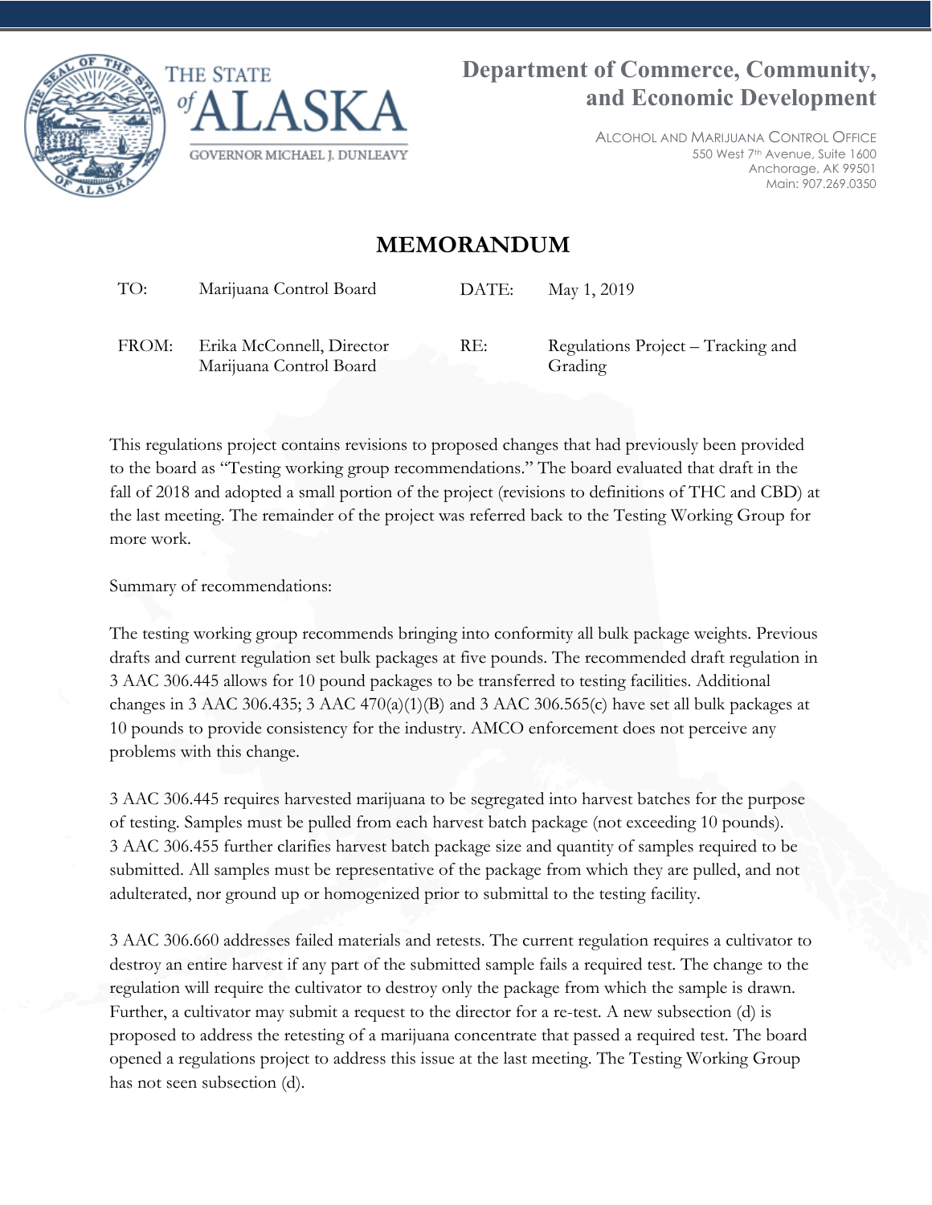THE STATE *of* ALASKA

GOVERNOR MICHAEL J. DUNLEAVY

**Department of Commerce, Community, and Economic Development**

ALCOHOL AND MARIJUANA CONTROL OFFICE
550 West 7th Avenue, Suite 1600
Anchorage, AK 99501
Main: 907.269.0350

# MEMORANDUM

| | | | |
|---|---|---|---|
| TO: | Marijuana Control Board | DATE: | May 1, 2019 |
| FROM: | Erika McConnell, Director Marijuana Control Board | RE: | Regulations Project – Tracking and Grading |

This regulations project contains revisions to proposed changes that had previously been provided to the board as "Testing working group recommendations." The board evaluated that draft in the fall of 2018 and adopted a small portion of the project (revisions to definitions of THC and CBD) at the last meeting. The remainder of the project was referred back to the Testing Working Group for more work.

Summary of recommendations:

The testing working group recommends bringing into conformity all bulk package weights. Previous drafts and current regulation set bulk packages at five pounds. The recommended draft regulation in 3 AAC 306.445 allows for 10 pound packages to be transferred to testing facilities. Additional changes in 3 AAC 306.435; 3 AAC 470(a)(1)(B) and 3 AAC 306.565(c) have set all bulk packages at 10 pounds to provide consistency for the industry. AMCO enforcement does not perceive any problems with this change.

3 AAC 306.445 requires harvested marijuana to be segregated into harvest batches for the purpose of testing. Samples must be pulled from each harvest batch package (not exceeding 10 pounds). 3 AAC 306.455 further clarifies harvest batch package size and quantity of samples required to be submitted. All samples must be representative of the package from which they are pulled, and not adulterated, nor ground up or homogenized prior to submittal to the testing facility.

3 AAC 306.660 addresses failed materials and retests. The current regulation requires a cultivator to destroy an entire harvest if any part of the submitted sample fails a required test. The change to the regulation will require the cultivator to destroy only the package from which the sample is drawn. Further, a cultivator may submit a request to the director for a re-test. A new subsection (d) is proposed to address the retesting of a marijuana concentrate that passed a required test. The board opened a regulations project to address this issue at the last meeting. The Testing Working Group has not seen subsection (d).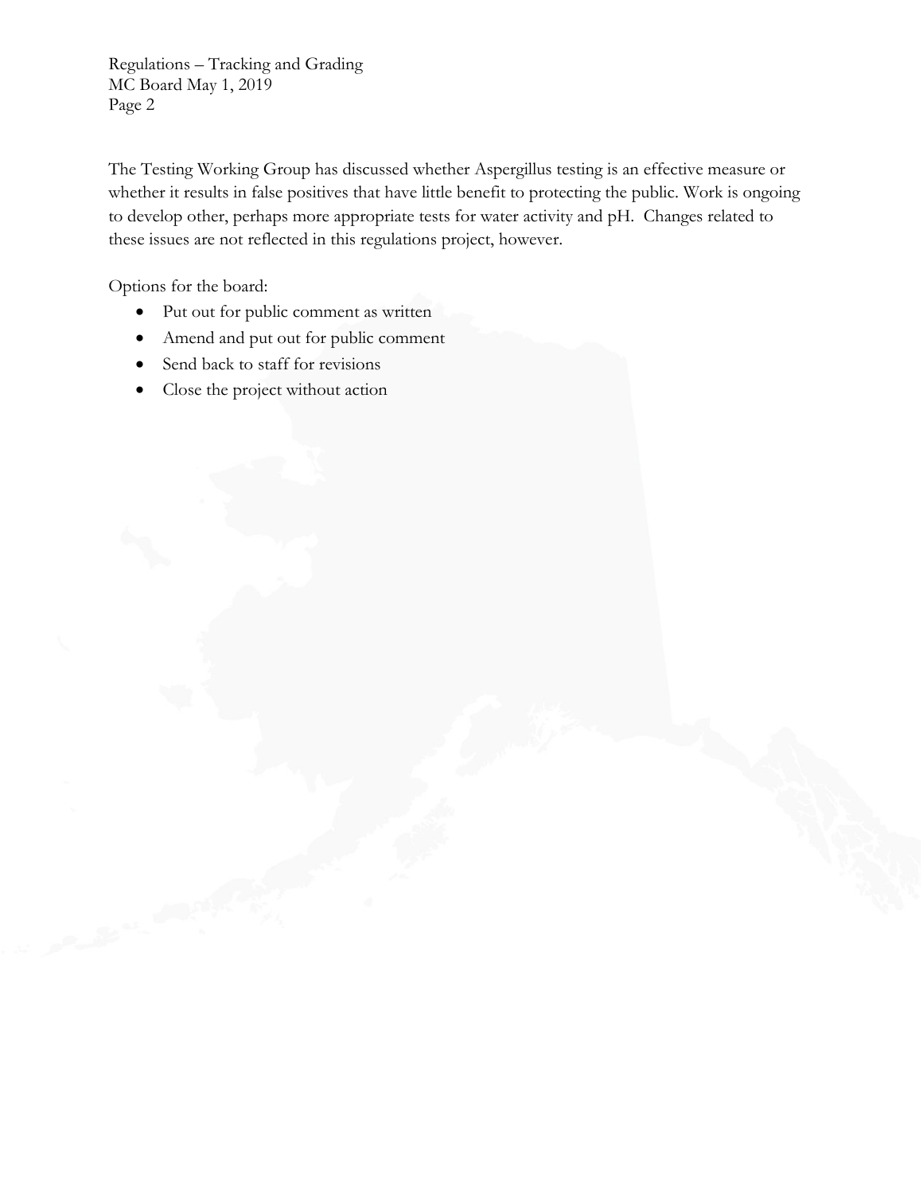The Testing Working Group has discussed whether Aspergillus testing is an effective measure or whether it results in false positives that have little benefit to protecting the public. Work is ongoing to develop other, perhaps more appropriate tests for water activity and pH. Changes related to these issues are not reflected in this regulations project, however.

Options for the board:

- Put out for public comment as written
- Amend and put out for public comment
- Send back to staff for revisions
- Close the project without action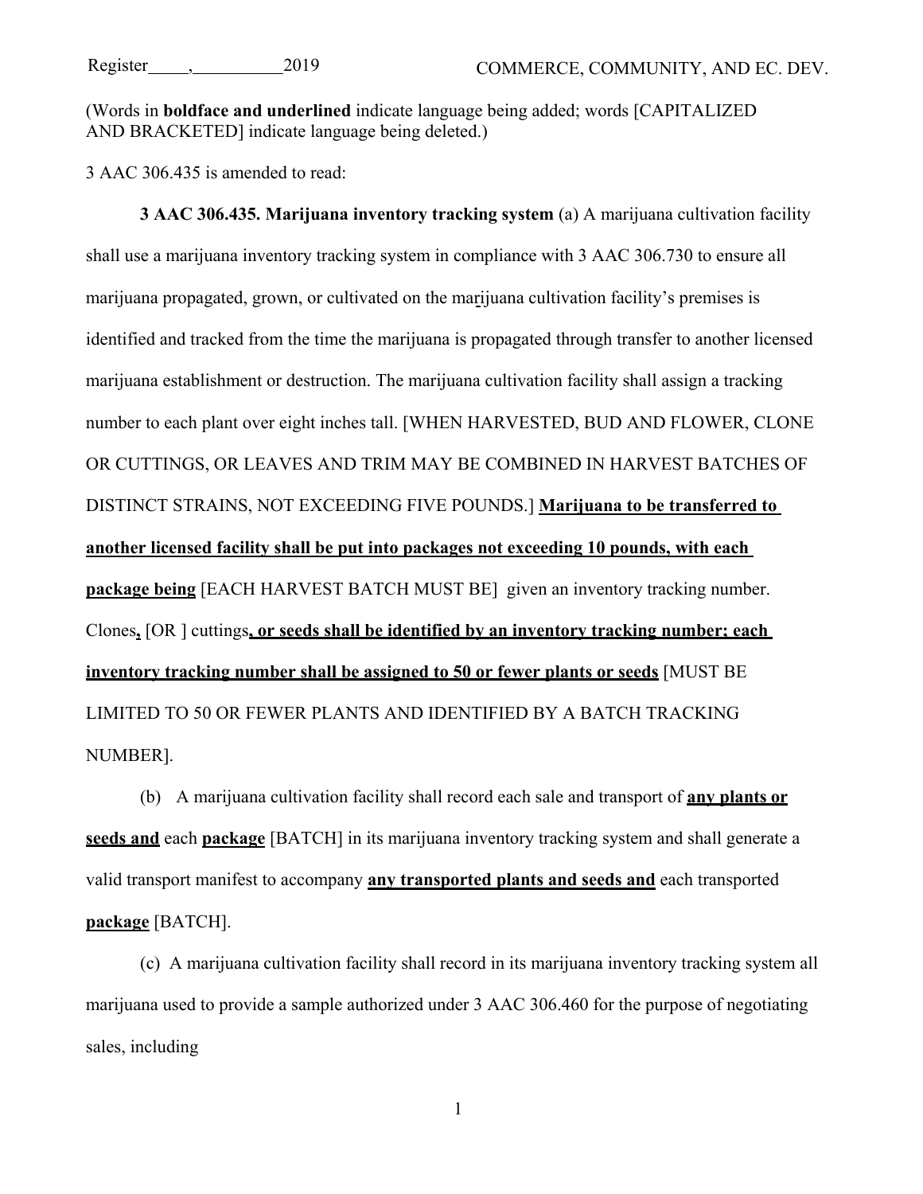(Words in **boldface and underlined** indicate language being added; words [CAPITALIZED AND BRACKETED] indicate language being deleted.)

3 AAC 306.435 is amended to read:

**3 AAC 306.435. Marijuana inventory tracking system** (a) A marijuana cultivation facility shall use a marijuana inventory tracking system in compliance with 3 AAC 306.730 to ensure all marijuana propagated, grown, or cultivated on the marijuana cultivation facility's premises is identified and tracked from the time the marijuana is propagated through transfer to another licensed marijuana establishment or destruction. The marijuana cultivation facility shall assign a tracking number to each plant over eight inches tall. [WHEN HARVESTED, BUD AND FLOWER, CLONE OR CUTTINGS, OR LEAVES AND TRIM MAY BE COMBINED IN HARVEST BATCHES OF DISTINCT STRAINS, NOT EXCEEDING FIVE POUNDS.] **<u>Marijuana to be transferred to another licensed facility shall be put into packages not exceeding 10 pounds, with each package being</u>** [EACH HARVEST BATCH MUST BE] given an inventory tracking number. Clones**<u>,</u>** [OR ] cuttings**<u>, or seeds shall be identified by an inventory tracking number; each inventory tracking number shall be assigned to 50 or fewer plants or seeds</u>** [MUST BE LIMITED TO 50 OR FEWER PLANTS AND IDENTIFIED BY A BATCH TRACKING NUMBER].

(b) A marijuana cultivation facility shall record each sale and transport of **<u>any plants or seeds and</u>** each **<u>package</u>** [BATCH] in its marijuana inventory tracking system and shall generate a valid transport manifest to accompany **<u>any transported plants and seeds and</u>** each transported **<u>package</u>** [BATCH].

(c) A marijuana cultivation facility shall record in its marijuana inventory tracking system all marijuana used to provide a sample authorized under 3 AAC 306.460 for the purpose of negotiating sales, including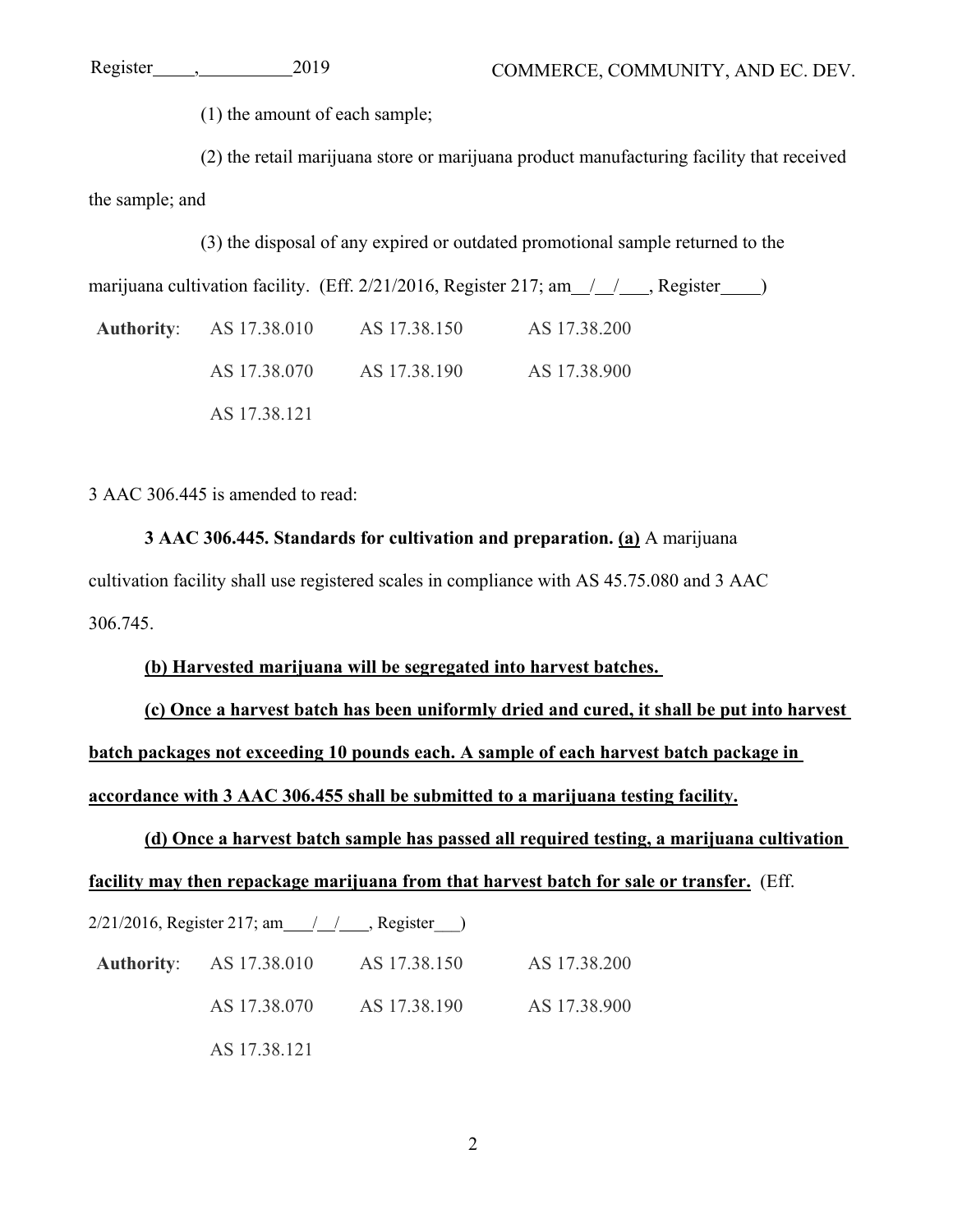(1) the amount of each sample;

(2) the retail marijuana store or marijuana product manufacturing facility that received the sample; and

(3) the disposal of any expired or outdated promotional sample returned to the marijuana cultivation facility. (Eff. 2/21/2016, Register 217; am\_\_/\_\_/\_\_\_, Register\_\_\_\_)

| **Authority**: | AS 17.38.010 | AS 17.38.150 | AS 17.38.200 |
|---|---|---|---|
| | AS 17.38.070 | AS 17.38.190 | AS 17.38.900 |
| | AS 17.38.121 | | |

3 AAC 306.445 is amended to read:

**3 AAC 306.445. Standards for cultivation and preparation.** <u>**(a)**</u> A marijuana cultivation facility shall use registered scales in compliance with AS 45.75.080 and 3 AAC 306.745.

<u>**(b) Harvested marijuana will be segregated into harvest batches.**</u>

<u>**(c) Once a harvest batch has been uniformly dried and cured, it shall be put into harvest batch packages not exceeding 10 pounds each. A sample of each harvest batch package in accordance with 3 AAC 306.455 shall be submitted to a marijuana testing facility.**</u>

<u>**(d) Once a harvest batch sample has passed all required testing, a marijuana cultivation facility may then repackage marijuana from that harvest batch for sale or transfer.**</u> (Eff. 2/21/2016, Register 217; am\_\_\_/\_\_/\_\_\_, Register\_\_\_)

| **Authority**: | AS 17.38.010 | AS 17.38.150 | AS 17.38.200 |
|---|---|---|---|
| | AS 17.38.070 | AS 17.38.190 | AS 17.38.900 |
| | AS 17.38.121 | | |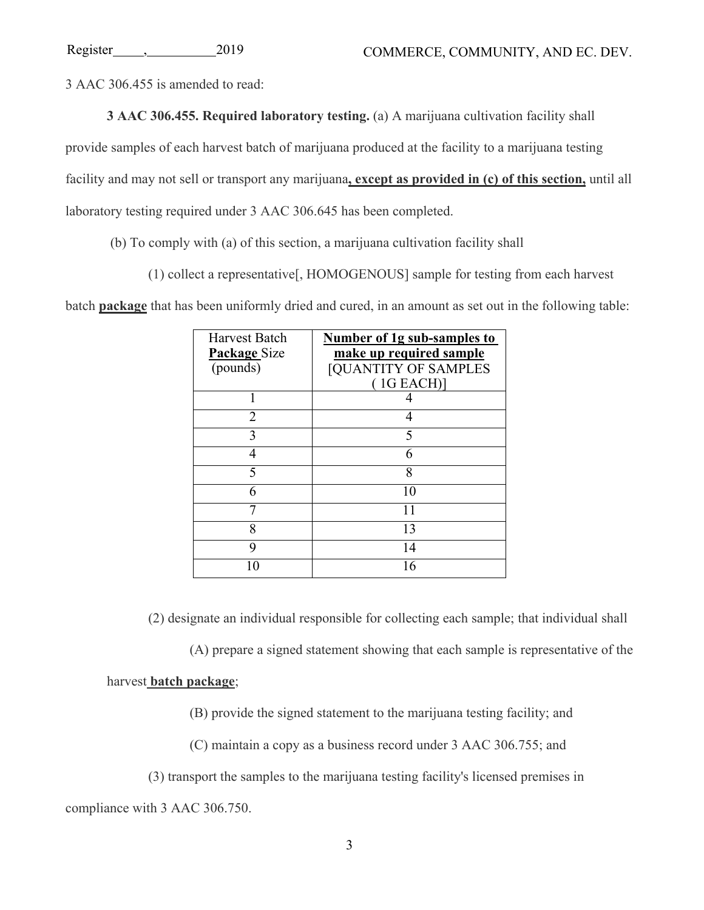3 AAC 306.455 is amended to read:

**3 AAC 306.455. Required laboratory testing.** (a) A marijuana cultivation facility shall provide samples of each harvest batch of marijuana produced at the facility to a marijuana testing facility and may not sell or transport any marijuana**, except as provided in (c) of this section,** until all laboratory testing required under 3 AAC 306.645 has been completed.

(b) To comply with (a) of this section, a marijuana cultivation facility shall

(1) collect a representative[, HOMOGENOUS] sample for testing from each harvest batch **package** that has been uniformly dried and cured, in an amount as set out in the following table:

| Harvest Batch **Package** Size (pounds) | **Number of 1g sub-samples to make up required sample** [QUANTITY OF SAMPLES ( 1G EACH)] |
|---|---|
| 1 | 4 |
| 2 | 4 |
| 3 | 5 |
| 4 | 6 |
| 5 | 8 |
| 6 | 10 |
| 7 | 11 |
| 8 | 13 |
| 9 | 14 |
| 10 | 16 |

(2) designate an individual responsible for collecting each sample; that individual shall

(A) prepare a signed statement showing that each sample is representative of the harvest **batch package**;

(B) provide the signed statement to the marijuana testing facility; and

(C) maintain a copy as a business record under 3 AAC 306.755; and

(3) transport the samples to the marijuana testing facility's licensed premises in compliance with 3 AAC 306.750.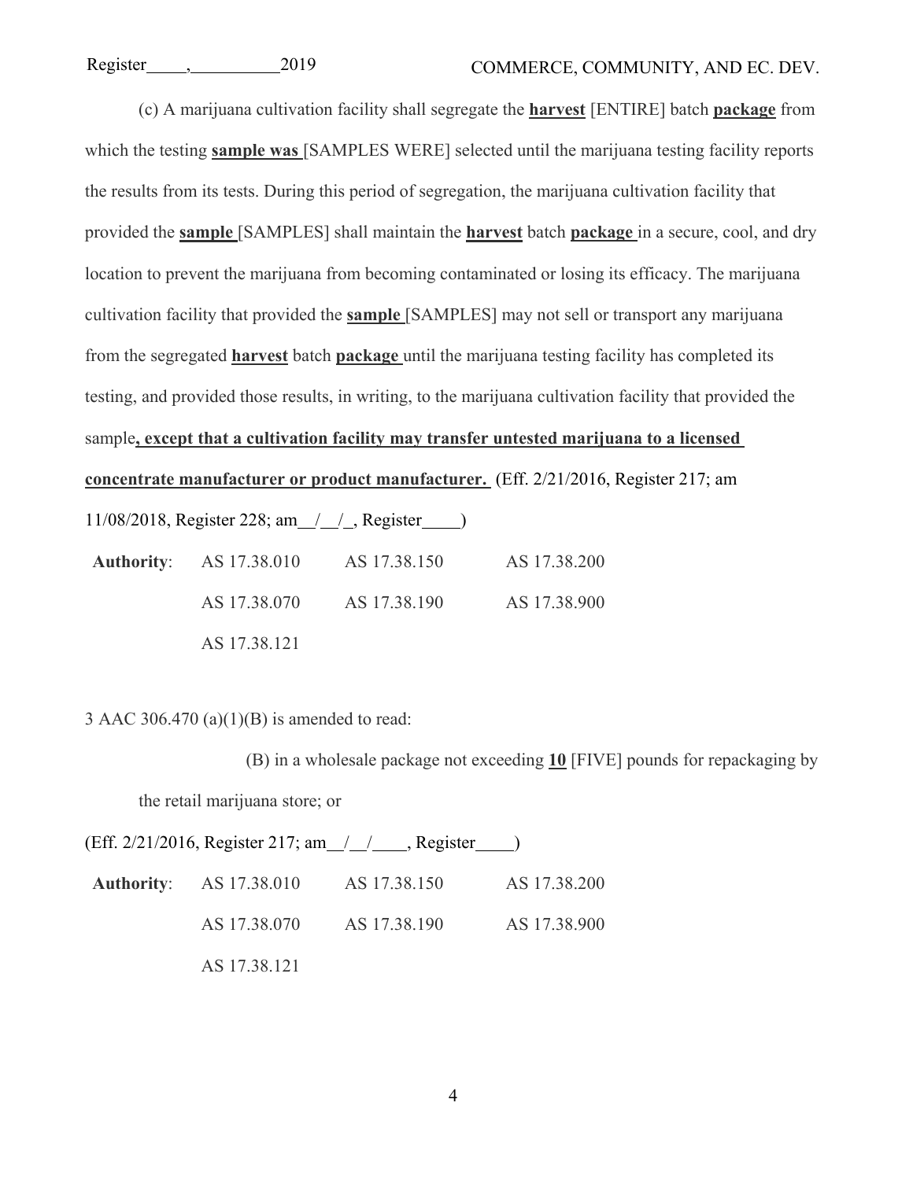(c) A marijuana cultivation facility shall segregate the **harvest** [ENTIRE] batch **package** from which the testing **sample was** [SAMPLES WERE] selected until the marijuana testing facility reports the results from its tests. During this period of segregation, the marijuana cultivation facility that provided the **sample** [SAMPLES] shall maintain the **harvest** batch **package** in a secure, cool, and dry location to prevent the marijuana from becoming contaminated or losing its efficacy. The marijuana cultivation facility that provided the **sample** [SAMPLES] may not sell or transport any marijuana from the segregated **harvest** batch **package** until the marijuana testing facility has completed its testing, and provided those results, in writing, to the marijuana cultivation facility that provided the sample**, except that a cultivation facility may transfer untested marijuana to a licensed concentrate manufacturer or product manufacturer.** (Eff. 2/21/2016, Register 217; am 11/08/2018, Register 228; am __/__/_, Register____)

| **Authority**: | AS 17.38.010 | AS 17.38.150 | AS 17.38.200 |
|---|---|---|---|
| | AS 17.38.070 | AS 17.38.190 | AS 17.38.900 |
| | AS 17.38.121 | | |

3 AAC 306.470 (a)(1)(B) is amended to read:

(B) in a wholesale package not exceeding **10** [FIVE] pounds for repackaging by the retail marijuana store; or

(Eff. 2/21/2016, Register 217; am__/__/____, Register____)

| **Authority**: | AS 17.38.010 | AS 17.38.150 | AS 17.38.200 |
|---|---|---|---|
| | AS 17.38.070 | AS 17.38.190 | AS 17.38.900 |
| | AS 17.38.121 | | |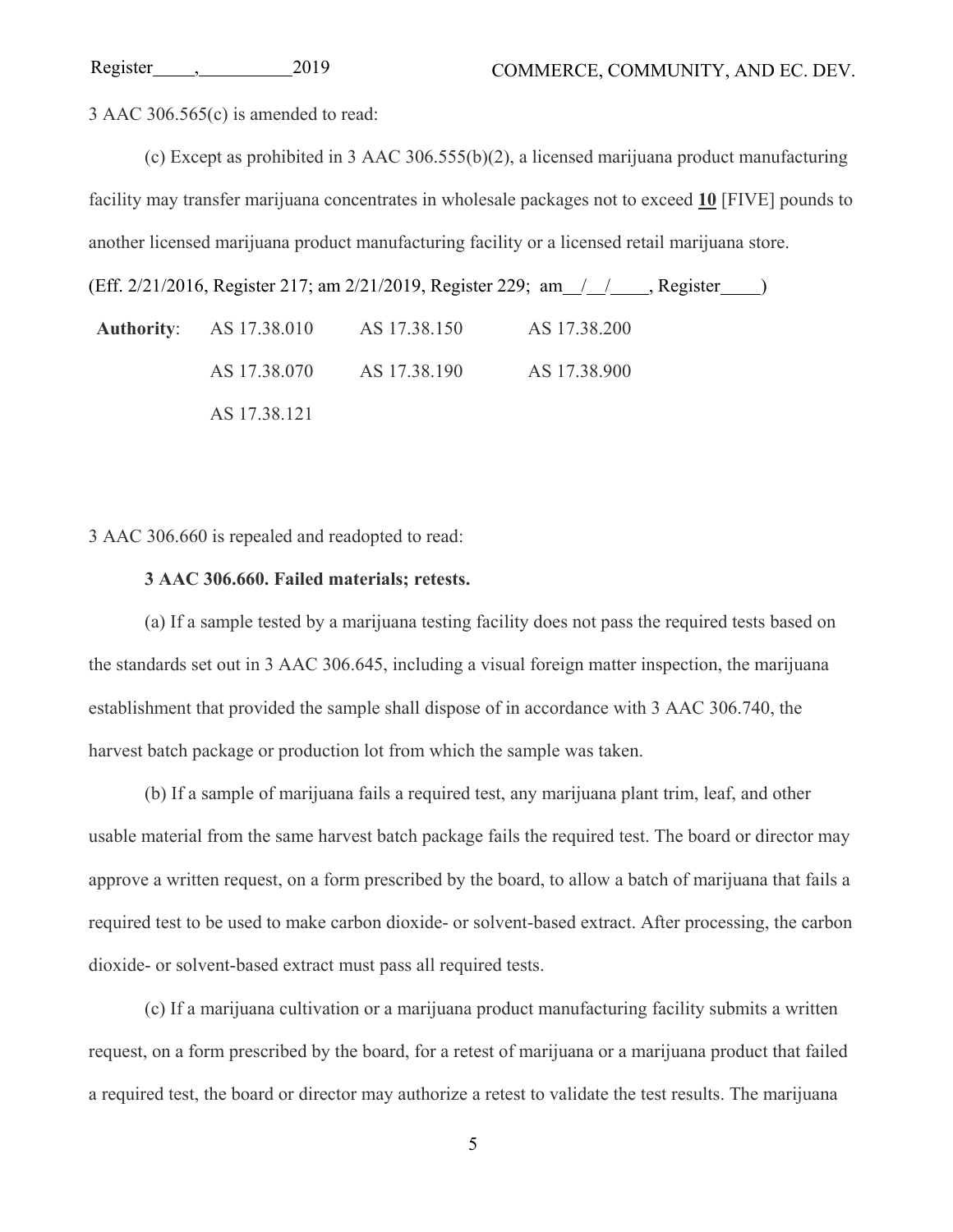3 AAC 306.565(c) is amended to read:

(c) Except as prohibited in 3 AAC 306.555(b)(2), a licensed marijuana product manufacturing facility may transfer marijuana concentrates in wholesale packages not to exceed **10** [FIVE] pounds to another licensed marijuana product manufacturing facility or a licensed retail marijuana store.

(Eff. 2/21/2016, Register 217; am 2/21/2019, Register 229; am\_\_/\_\_/\_\_\_\_, Register\_\_\_\_)

| **Authority**: | AS 17.38.010 | AS 17.38.150 | AS 17.38.200 |
|---|---|---|---|
| | AS 17.38.070 | AS 17.38.190 | AS 17.38.900 |
| | AS 17.38.121 | | |

3 AAC 306.660 is repealed and readopted to read:

**3 AAC 306.660. Failed materials; retests.**

(a) If a sample tested by a marijuana testing facility does not pass the required tests based on the standards set out in 3 AAC 306.645, including a visual foreign matter inspection, the marijuana establishment that provided the sample shall dispose of in accordance with 3 AAC 306.740, the harvest batch package or production lot from which the sample was taken.

(b) If a sample of marijuana fails a required test, any marijuana plant trim, leaf, and other usable material from the same harvest batch package fails the required test. The board or director may approve a written request, on a form prescribed by the board, to allow a batch of marijuana that fails a required test to be used to make carbon dioxide- or solvent-based extract. After processing, the carbon dioxide- or solvent-based extract must pass all required tests.

(c) If a marijuana cultivation or a marijuana product manufacturing facility submits a written request, on a form prescribed by the board, for a retest of marijuana or a marijuana product that failed a required test, the board or director may authorize a retest to validate the test results. The marijuana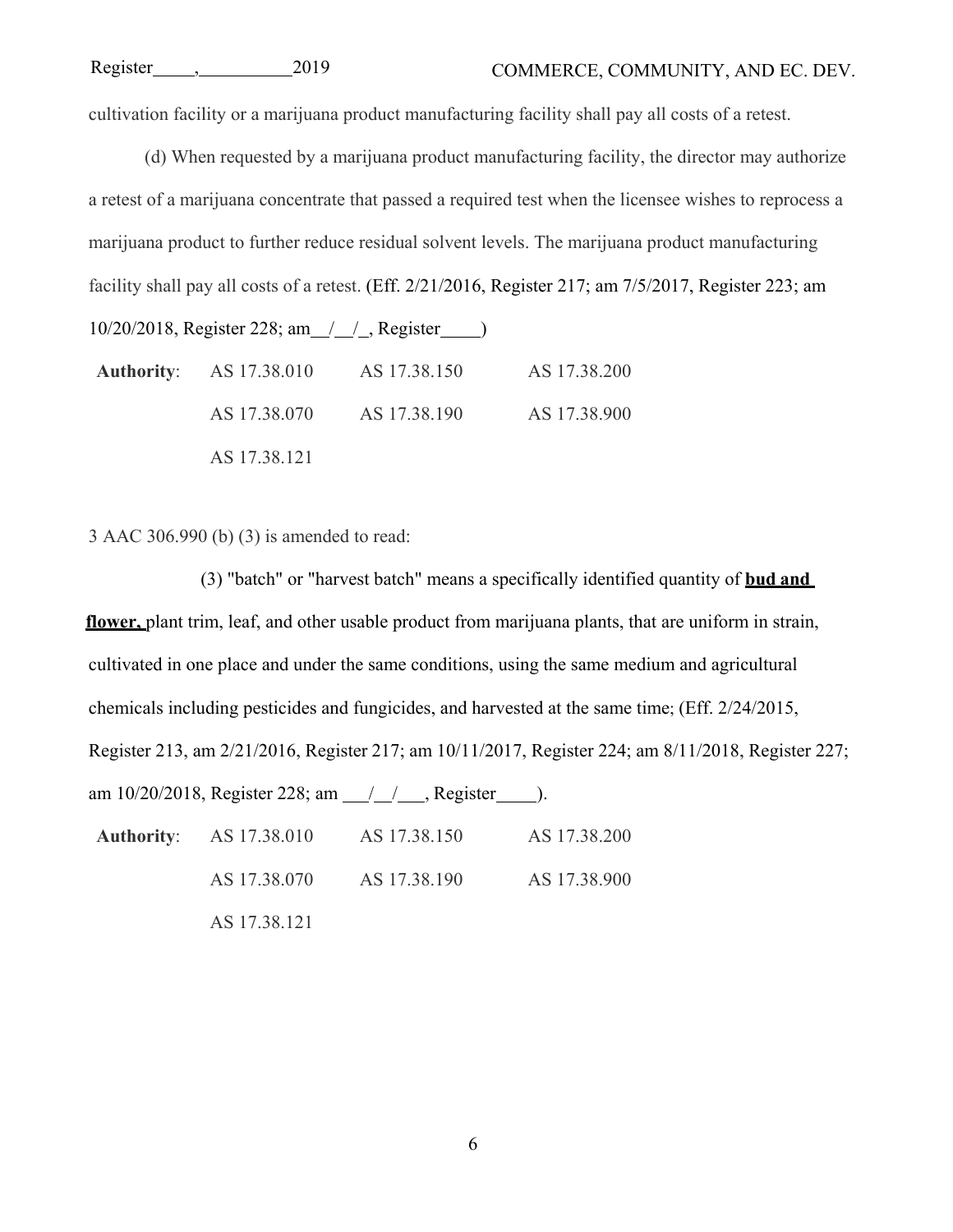cultivation facility or a marijuana product manufacturing facility shall pay all costs of a retest.

(d) When requested by a marijuana product manufacturing facility, the director may authorize a retest of a marijuana concentrate that passed a required test when the licensee wishes to reprocess a marijuana product to further reduce residual solvent levels. The marijuana product manufacturing facility shall pay all costs of a retest. (Eff. 2/21/2016, Register 217; am 7/5/2017, Register 223; am 10/20/2018, Register 228; am\_\_/\_\_/\_, Register\_\_\_\_)

| | | | |
|---|---|---|---|
| **Authority**: | AS 17.38.010 | AS 17.38.150 | AS 17.38.200 |
| | AS 17.38.070 | AS 17.38.190 | AS 17.38.900 |
| | AS 17.38.121 | | |

3 AAC 306.990 (b) (3) is amended to read:

(3) "batch" or "harvest batch" means a specifically identified quantity of **<u>bud and flower,</u>** plant trim, leaf, and other usable product from marijuana plants, that are uniform in strain, cultivated in one place and under the same conditions, using the same medium and agricultural chemicals including pesticides and fungicides, and harvested at the same time; (Eff. 2/24/2015, Register 213, am 2/21/2016, Register 217; am 10/11/2017, Register 224; am 8/11/2018, Register 227; am 10/20/2018, Register 228; am \_\_\_/\_\_/\_\_\_, Register\_\_\_\_).

| | | | |
|---|---|---|---|
| **Authority**: | AS 17.38.010 | AS 17.38.150 | AS 17.38.200 |
| | AS 17.38.070 | AS 17.38.190 | AS 17.38.900 |
| | AS 17.38.121 | | |